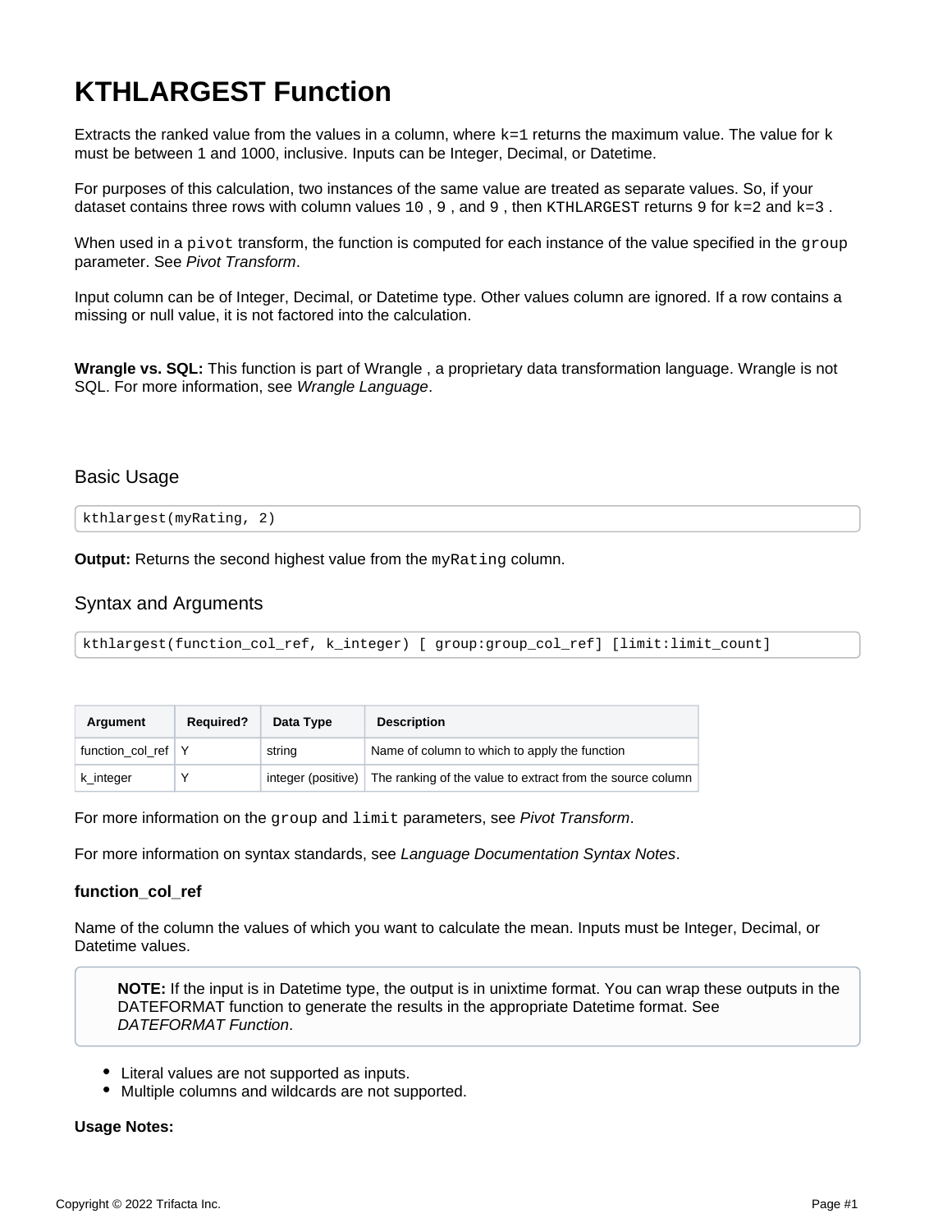# KTHLARGEST Function

Extracts the ranked value from the values in a column, where `k=1` returns the maximum value. The value for k must be between 1 and 1000, inclusive. Inputs can be Integer, Decimal, or Datetime.

For purposes of this calculation, two instances of the same value are treated as separate values. So, if your dataset contains three rows with column values `10` , `9` , and `9` , then `KTHLARGEST` returns `9` for `k=2` and `k=3` .

When used in a `pivot` transform, the function is computed for each instance of the value specified in the `group` parameter. See *Pivot Transform*.

Input column can be of Integer, Decimal, or Datetime type. Other values column are ignored. If a row contains a missing or null value, it is not factored into the calculation.

**Wrangle vs. SQL:** This function is part of Wrangle , a proprietary data transformation language. Wrangle is not SQL. For more information, see *Wrangle Language*.

## Basic Usage

```
kthlargest(myRating, 2)
```

**Output:** Returns the second highest value from the `myRating` column.

## Syntax and Arguments

```
kthlargest(function_col_ref, k_integer) [ group:group_col_ref] [limit:limit_count]
```

| Argument | Required? | Data Type | Description |
|---|---|---|---|
| function_col_ref | Y | string | Name of column to which to apply the function |
| k_integer | Y | integer (positive) | The ranking of the value to extract from the source column |

For more information on the `group` and `limit` parameters, see *Pivot Transform*.

For more information on syntax standards, see *Language Documentation Syntax Notes*.

### function_col_ref

Name of the column the values of which you want to calculate the mean. Inputs must be Integer, Decimal, or Datetime values.

> **NOTE:** If the input is in Datetime type, the output is in unixtime format. You can wrap these outputs in the DATEFORMAT function to generate the results in the appropriate Datetime format. See *DATEFORMAT Function*.

- Literal values are not supported as inputs.
- Multiple columns and wildcards are not supported.

**Usage Notes:**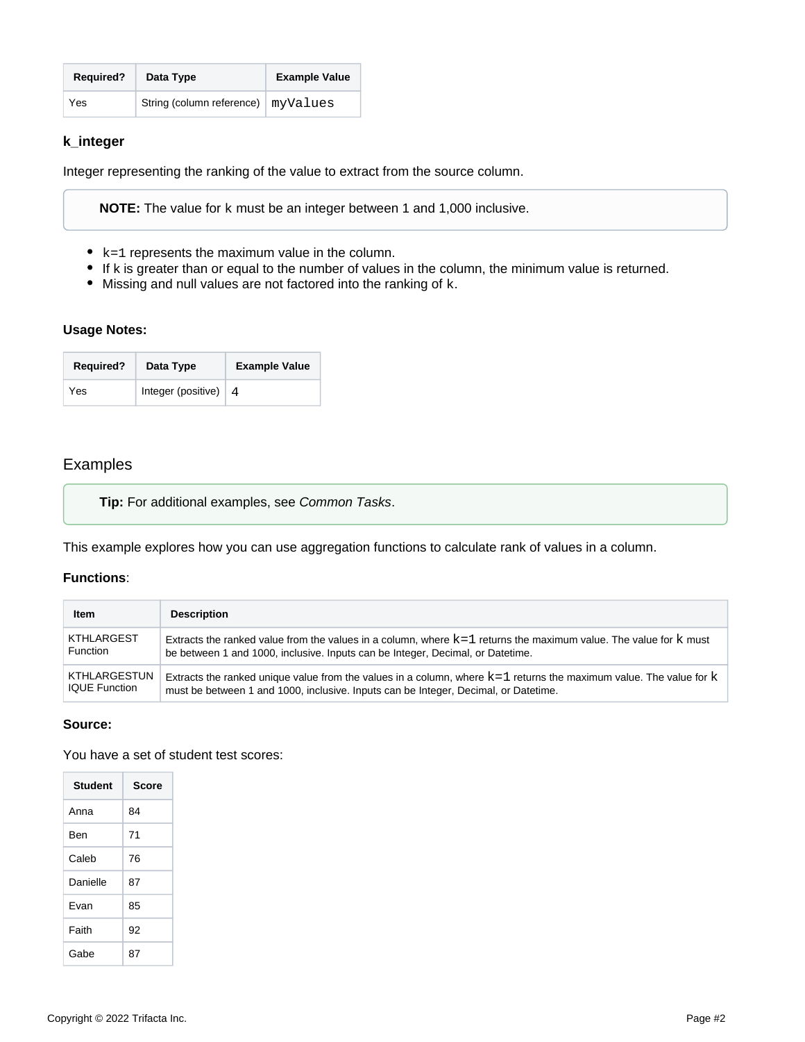| Required? | Data Type | Example Value |
| --- | --- | --- |
| Yes | String (column reference) | `myValues` |

### k_integer

Integer representing the ranking of the value to extract from the source column.

> **NOTE:** The value for `k` must be an integer between 1 and 1,000 inclusive.

- `k=1` represents the maximum value in the column.
- If `k` is greater than or equal to the number of values in the column, the minimum value is returned.
- Missing and null values are not factored into the ranking of `k`.

**Usage Notes:**

| Required? | Data Type | Example Value |
| --- | --- | --- |
| Yes | Integer (positive) | `4` |

## Examples

> **Tip:** For additional examples, see *Common Tasks*.

This example explores how you can use aggregation functions to calculate rank of values in a column.

**Functions**:

| Item | Description |
| --- | --- |
| KTHLARGEST Function | Extracts the ranked value from the values in a column, where `k=1` returns the maximum value. The value for `k` must be between 1 and 1000, inclusive. Inputs can be Integer, Decimal, or Datetime. |
| KTHLARGESTUNIQUE Function | Extracts the ranked unique value from the values in a column, where `k=1` returns the maximum value. The value for `k` must be between 1 and 1000, inclusive. Inputs can be Integer, Decimal, or Datetime. |

**Source:**

You have a set of student test scores:

| Student | Score |
| --- | --- |
| Anna | 84 |
| Ben | 71 |
| Caleb | 76 |
| Danielle | 87 |
| Evan | 85 |
| Faith | 92 |
| Gabe | 87 |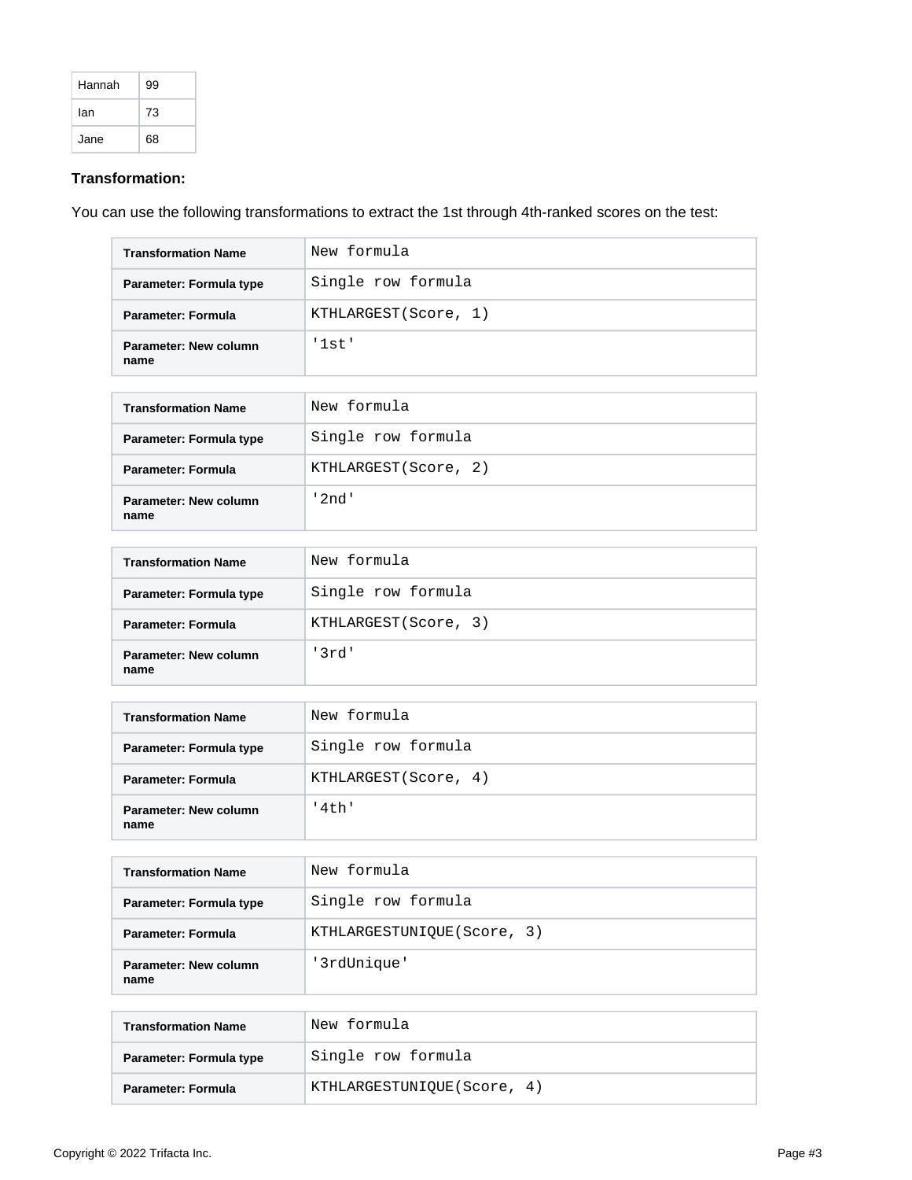| Hannah | 99 |
| --- | --- |
| Ian | 73 |
| Jane | 68 |

**Transformation:**

You can use the following transformations to extract the 1st through 4th-ranked scores on the test:

| Transformation Name | New formula |
| --- | --- |
| Parameter: Formula type | Single row formula |
| Parameter: Formula | KTHLARGEST(Score, 1) |
| Parameter: New column name | '1st' |

| Transformation Name | New formula |
| --- | --- |
| Parameter: Formula type | Single row formula |
| Parameter: Formula | KTHLARGEST(Score, 2) |
| Parameter: New column name | '2nd' |

| Transformation Name | New formula |
| --- | --- |
| Parameter: Formula type | Single row formula |
| Parameter: Formula | KTHLARGEST(Score, 3) |
| Parameter: New column name | '3rd' |

| Transformation Name | New formula |
| --- | --- |
| Parameter: Formula type | Single row formula |
| Parameter: Formula | KTHLARGEST(Score, 4) |
| Parameter: New column name | '4th' |

| Transformation Name | New formula |
| --- | --- |
| Parameter: Formula type | Single row formula |
| Parameter: Formula | KTHLARGESTUNIQUE(Score, 3) |
| Parameter: New column name | '3rdUnique' |

| Transformation Name | New formula |
| --- | --- |
| Parameter: Formula type | Single row formula |
| Parameter: Formula | KTHLARGESTUNIQUE(Score, 4) |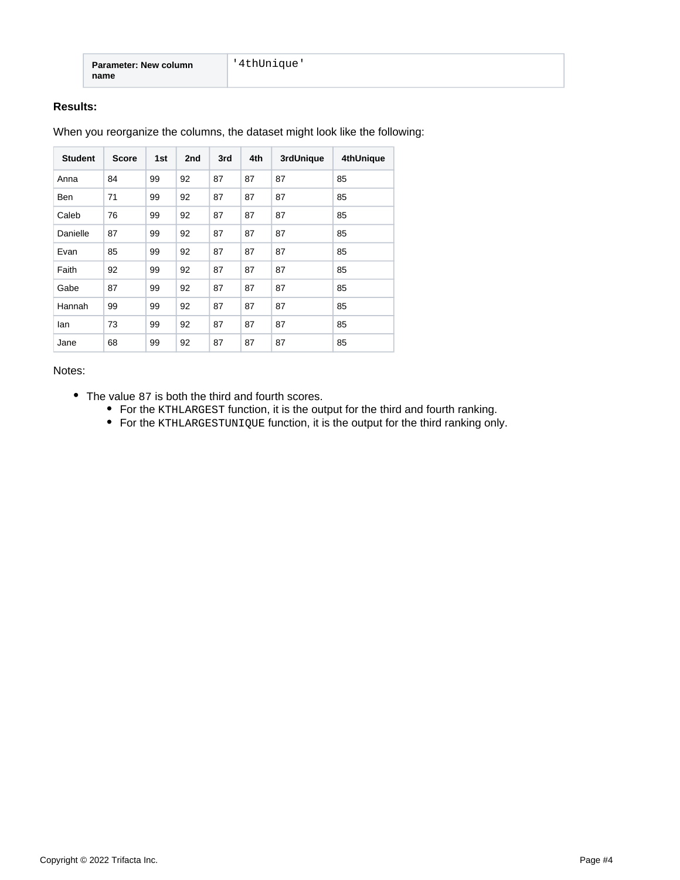| Parameter: New column name | '4thUnique' |
| --- | --- |

**Results:**

When you reorganize the columns, the dataset might look like the following:

| Student | Score | 1st | 2nd | 3rd | 4th | 3rdUnique | 4thUnique |
| --- | --- | --- | --- | --- | --- | --- | --- |
| Anna | 84 | 99 | 92 | 87 | 87 | 87 | 85 |
| Ben | 71 | 99 | 92 | 87 | 87 | 87 | 85 |
| Caleb | 76 | 99 | 92 | 87 | 87 | 87 | 85 |
| Danielle | 87 | 99 | 92 | 87 | 87 | 87 | 85 |
| Evan | 85 | 99 | 92 | 87 | 87 | 87 | 85 |
| Faith | 92 | 99 | 92 | 87 | 87 | 87 | 85 |
| Gabe | 87 | 99 | 92 | 87 | 87 | 87 | 85 |
| Hannah | 99 | 99 | 92 | 87 | 87 | 87 | 85 |
| Ian | 73 | 99 | 92 | 87 | 87 | 87 | 85 |
| Jane | 68 | 99 | 92 | 87 | 87 | 87 | 85 |

Notes:

- The value `87` is both the third and fourth scores.
  - For the `KTHLARGEST` function, it is the output for the third and fourth ranking.
  - For the `KTHLARGESTUNIQUE` function, it is the output for the third ranking only.